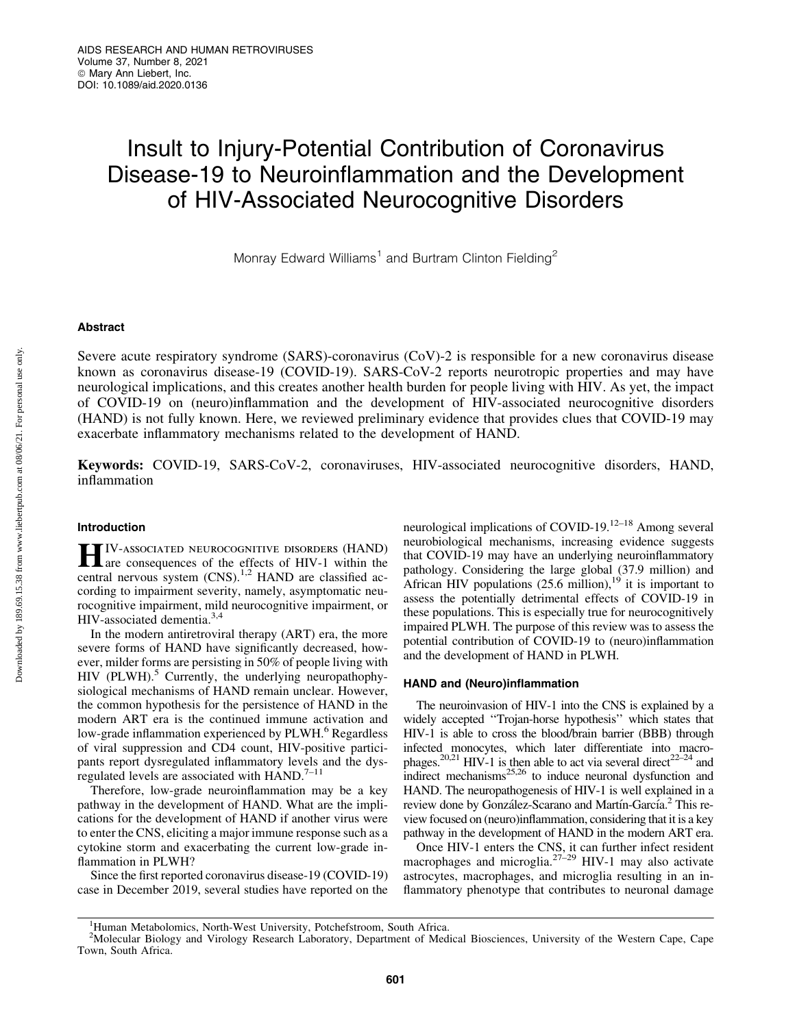# Insult to Injury-Potential Contribution of Coronavirus Disease-19 to Neuroinflammation and the Development of HIV-Associated Neurocognitive Disorders

Monray Edward Williams[1] and Burtram Clinton Fielding[2]

## Abstract

Severe acute respiratory syndrome (SARS)-coronavirus (CoV)-2 is responsible for a new coronavirus disease known as coronavirus disease-19 (COVID-19). SARS-CoV-2 reports neurotropic properties and may have neurological implications, and this creates another health burden for people living with HIV. As yet, the impact of COVID-19 on (neuro)inflammation and the development of HIV-associated neurocognitive disorders (HAND) is not fully known. Here, we reviewed preliminary evidence that provides clues that COVID-19 may exacerbate inflammatory mechanisms related to the development of HAND.

**Keywords:** COVID-19, SARS-CoV-2, coronaviruses, HIV-associated neurocognitive disorders, HAND, inflammation

## Introduction

HIV-associated neurocognitive disorders (HAND) are consequences of the effects of HIV-1 within the central nervous system (CNS).[1,2] HAND are classified according to impairment severity, namely, asymptomatic neurocognitive impairment, mild neurocognitive impairment, or HIV-associated dementia.[3,4]

In the modern antiretroviral therapy (ART) era, the more severe forms of HAND have significantly decreased, however, milder forms are persisting in 50% of people living with HIV (PLWH).[5] Currently, the underlying neuropathophysiological mechanisms of HAND remain unclear. However, the common hypothesis for the persistence of HAND in the modern ART era is the continued immune activation and low-grade inflammation experienced by PLWH.[6] Regardless of viral suppression and CD4 count, HIV-positive participants report dysregulated inflammatory levels and the dysregulated levels are associated with HAND.[7–11]

Therefore, low-grade neuroinflammation may be a key pathway in the development of HAND. What are the implications for the development of HAND if another virus were to enter the CNS, eliciting a major immune response such as a cytokine storm and exacerbating the current low-grade inflammation in PLWH?

Since the first reported coronavirus disease-19 (COVID-19) case in December 2019, several studies have reported on the neurological implications of COVID-19.[12–18] Among several neurobiological mechanisms, increasing evidence suggests that COVID-19 may have an underlying neuroinflammatory pathology. Considering the large global (37.9 million) and African HIV populations (25.6 million),[19] it is important to assess the potentially detrimental effects of COVID-19 in these populations. This is especially true for neurocognitively impaired PLWH. The purpose of this review was to assess the potential contribution of COVID-19 to (neuro)inflammation and the development of HAND in PLWH.

### HAND and (Neuro)inflammation

The neuroinvasion of HIV-1 into the CNS is explained by a widely accepted "Trojan-horse hypothesis" which states that HIV-1 is able to cross the blood/brain barrier (BBB) through infected monocytes, which later differentiate into macrophages.[20,21] HIV-1 is then able to act via several direct[22–24] and indirect mechanisms[25,26] to induce neuronal dysfunction and HAND. The neuropathogenesis of HIV-1 is well explained in a review done by González-Scarano and Martín-García.[2] This review focused on (neuro)inflammation, considering that it is a key pathway in the development of HAND in the modern ART era.

Once HIV-1 enters the CNS, it can further infect resident macrophages and microglia.[27–29] HIV-1 may also activate astrocytes, macrophages, and microglia resulting in an inflammatory phenotype that contributes to neuronal damage

[1]Human Metabolomics, North-West University, Potchefstroom, South Africa.
[2]Molecular Biology and Virology Research Laboratory, Department of Medical Biosciences, University of the Western Cape, Cape Town, South Africa.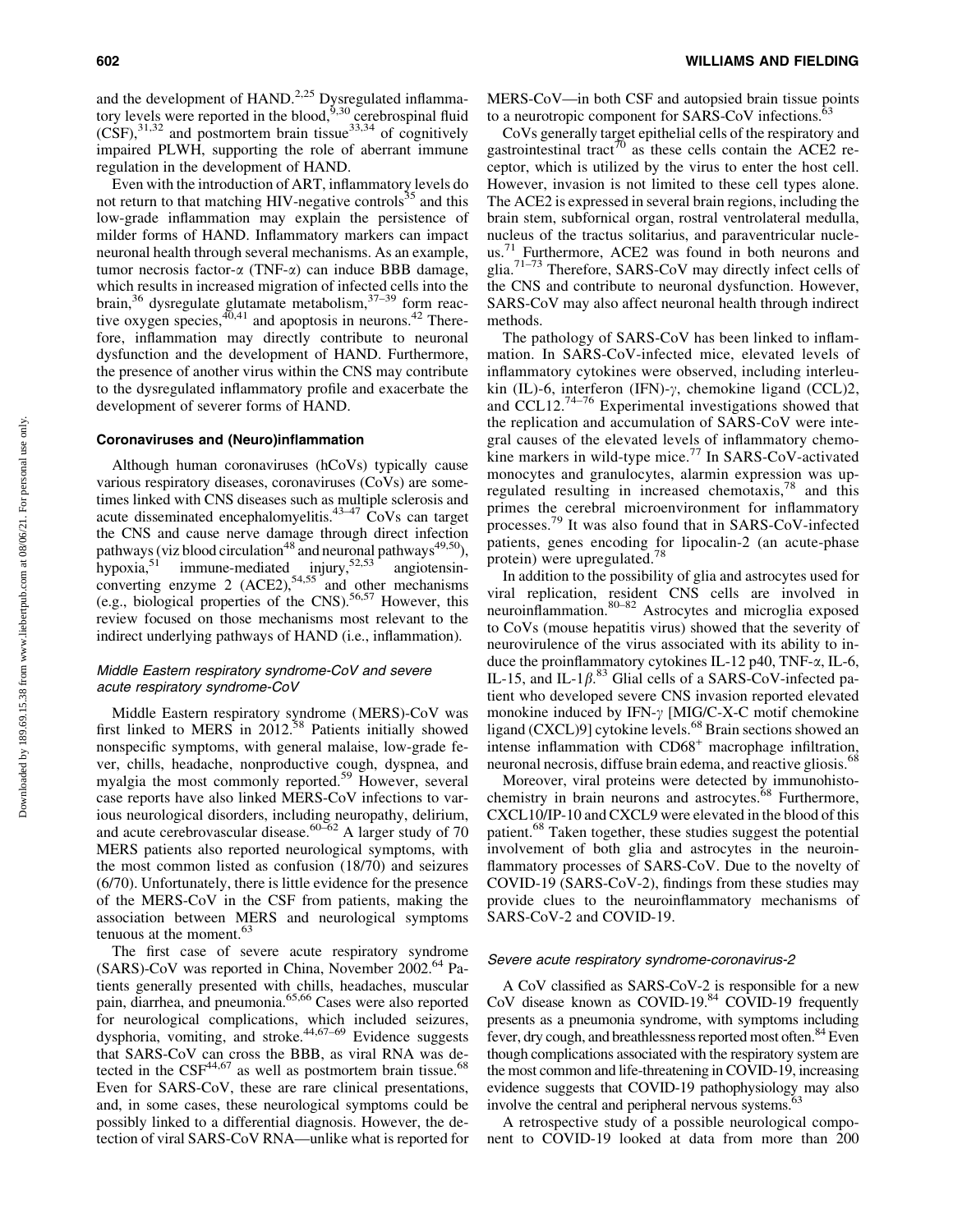and the development of HAND.[2,25] Dysregulated inflammatory levels were reported in the blood,[9,30] cerebrospinal fluid (CSF),[31,32] and postmortem brain tissue[33,34] of cognitively impaired PLWH, supporting the role of aberrant immune regulation in the development of HAND.

Even with the introduction of ART, inflammatory levels do not return to that matching HIV-negative controls[35] and this low-grade inflammation may explain the persistence of milder forms of HAND. Inflammatory markers can impact neuronal health through several mechanisms. As an example, tumor necrosis factor-$\alpha$ (TNF-$\alpha$) can induce BBB damage, which results in increased migration of infected cells into the brain,[36] dysregulate glutamate metabolism,[37–39] form reactive oxygen species,[40,41] and apoptosis in neurons.[42] Therefore, inflammation may directly contribute to neuronal dysfunction and the development of HAND. Furthermore, the presence of another virus within the CNS may contribute to the dysregulated inflammatory profile and exacerbate the development of severer forms of HAND.

### Coronaviruses and (Neuro)inflammation

Although human coronaviruses (hCoVs) typically cause various respiratory diseases, coronaviruses (CoVs) are sometimes linked with CNS diseases such as multiple sclerosis and acute disseminated encephalomyelitis.[43–47] CoVs can target the CNS and cause nerve damage through direct infection pathways (viz blood circulation[48] and neuronal pathways[49,50]), hypoxia,[51] immune-mediated injury,[52,53] angiotensin-converting enzyme 2 (ACE2),[54,55] and other mechanisms (e.g., biological properties of the CNS).[56,57] However, this review focused on those mechanisms most relevant to the indirect underlying pathways of HAND (i.e., inflammation).

#### *Middle Eastern respiratory syndrome-CoV and severe acute respiratory syndrome-CoV*

Middle Eastern respiratory syndrome (MERS)-CoV was first linked to MERS in 2012.[58] Patients initially showed nonspecific symptoms, with general malaise, low-grade fever, chills, headache, nonproductive cough, dyspnea, and myalgia the most commonly reported.[59] However, several case reports have also linked MERS-CoV infections to various neurological disorders, including neuropathy, delirium, and acute cerebrovascular disease.[60–62] A larger study of 70 MERS patients also reported neurological symptoms, with the most common listed as confusion (18/70) and seizures (6/70). Unfortunately, there is little evidence for the presence of the MERS-CoV in the CSF from patients, making the association between MERS and neurological symptoms tenuous at the moment.[63]

The first case of severe acute respiratory syndrome (SARS)-CoV was reported in China, November 2002.[64] Patients generally presented with chills, headaches, muscular pain, diarrhea, and pneumonia.[65,66] Cases were also reported for neurological complications, which included seizures, dysphoria, vomiting, and stroke.[44,67–69] Evidence suggests that SARS-CoV can cross the BBB, as viral RNA was detected in the CSF[44,67] as well as postmortem brain tissue.[68] Even for SARS-CoV, these are rare clinical presentations, and, in some cases, these neurological symptoms could be possibly linked to a differential diagnosis. However, the detection of viral SARS-CoV RNA—unlike what is reported for MERS-CoV—in both CSF and autopsied brain tissue points to a neurotropic component for SARS-CoV infections.[63]

CoVs generally target epithelial cells of the respiratory and gastrointestinal tract[70] as these cells contain the ACE2 receptor, which is utilized by the virus to enter the host cell. However, invasion is not limited to these cell types alone. The ACE2 is expressed in several brain regions, including the brain stem, subfornical organ, rostral ventrolateral medulla, nucleus of the tractus solitarius, and paraventricular nucleus.[71] Furthermore, ACE2 was found in both neurons and glia.[71–73] Therefore, SARS-CoV may directly infect cells of the CNS and contribute to neuronal dysfunction. However, SARS-CoV may also affect neuronal health through indirect methods.

The pathology of SARS-CoV has been linked to inflammation. In SARS-CoV-infected mice, elevated levels of inflammatory cytokines were observed, including interleukin (IL)-6, interferon (IFN)-$\gamma$, chemokine ligand (CCL)2, and CCL12.[74–76] Experimental investigations showed that the replication and accumulation of SARS-CoV were integral causes of the elevated levels of inflammatory chemokine markers in wild-type mice.[77] In SARS-CoV-activated monocytes and granulocytes, alarmin expression was upregulated resulting in increased chemotaxis,[78] and this primes the cerebral microenvironment for inflammatory processes.[79] It was also found that in SARS-CoV-infected patients, genes encoding for lipocalin-2 (an acute-phase protein) were upregulated.[78]

In addition to the possibility of glia and astrocytes used for viral replication, resident CNS cells are involved in neuroinflammation.[80–82] Astrocytes and microglia exposed to CoVs (mouse hepatitis virus) showed that the severity of neurovirulence of the virus associated with its ability to induce the proinflammatory cytokines IL-12 p40, TNF-$\alpha$, IL-6, IL-15, and IL-1$\beta$.[83] Glial cells of a SARS-CoV-infected patient who developed severe CNS invasion reported elevated monokine induced by IFN-$\gamma$ [MIG/C-X-C motif chemokine ligand (CXCL)9] cytokine levels.[68] Brain sections showed an intense inflammation with CD68$^{+}$ macrophage infiltration, neuronal necrosis, diffuse brain edema, and reactive gliosis.[68]

Moreover, viral proteins were detected by immunohistochemistry in brain neurons and astrocytes.[68] Furthermore, CXCL10/IP-10 and CXCL9 were elevated in the blood of this patient.[68] Taken together, these studies suggest the potential involvement of both glia and astrocytes in the neuroinflammatory processes of SARS-CoV. Due to the novelty of COVID-19 (SARS-CoV-2), findings from these studies may provide clues to the neuroinflammatory mechanisms of SARS-CoV-2 and COVID-19.

#### *Severe acute respiratory syndrome-coronavirus-2*

A CoV classified as SARS-CoV-2 is responsible for a new CoV disease known as COVID-19.[84] COVID-19 frequently presents as a pneumonia syndrome, with symptoms including fever, dry cough, and breathlessness reported most often.[84] Even though complications associated with the respiratory system are the most common and life-threatening in COVID-19, increasing evidence suggests that COVID-19 pathophysiology may also involve the central and peripheral nervous systems.[63]

A retrospective study of a possible neurological component to COVID-19 looked at data from more than 200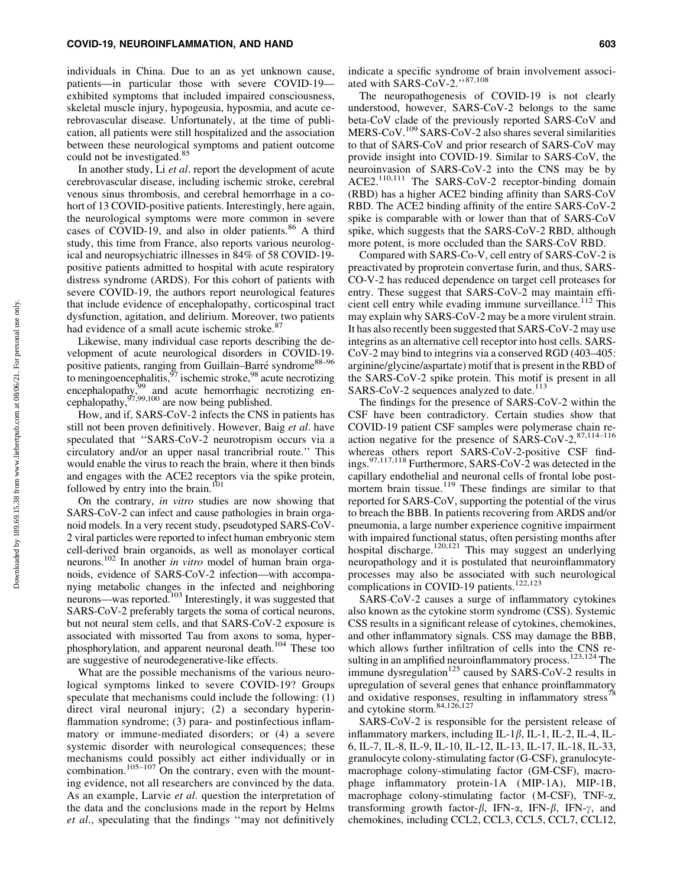individuals in China. Due to an as yet unknown cause, patients—in particular those with severe COVID-19—exhibited symptoms that included impaired consciousness, skeletal muscle injury, hypogeusia, hyposmia, and acute cerebrovascular disease. Unfortunately, at the time of publication, all patients were still hospitalized and the association between these neurological symptoms and patient outcome could not be investigated.[85]

In another study, Li *et al*. report the development of acute cerebrovascular disease, including ischemic stroke, cerebral venous sinus thrombosis, and cerebral hemorrhage in a cohort of 13 COVID-positive patients. Interestingly, here again, the neurological symptoms were more common in severe cases of COVID-19, and also in older patients.[86] A third study, this time from France, also reports various neurological and neuropsychiatric illnesses in 84% of 58 COVID-19-positive patients admitted to hospital with acute respiratory distress syndrome (ARDS). For this cohort of patients with severe COVID-19, the authors report neurological features that include evidence of encephalopathy, corticospinal tract dysfunction, agitation, and delirium. Moreover, two patients had evidence of a small acute ischemic stroke.[87]

Likewise, many individual case reports describing the development of acute neurological disorders in COVID-19-positive patients, ranging from Guillain–Barré syndrome[88–96] to meningoencephalitis,[97] ischemic stroke,[98] acute necrotizing encephalopathy,[99] and acute hemorrhagic necrotizing encephalopathy,[97,99,100] are now being published.

How, and if, SARS-CoV-2 infects the CNS in patients has still not been proven definitively. However, Baig *et al*. have speculated that ''SARS-CoV-2 neurotropism occurs via a circulatory and/or an upper nasal trancribrial route.'' This would enable the virus to reach the brain, where it then binds and engages with the ACE2 receptors via the spike protein, followed by entry into the brain.[101]

On the contrary, *in vitro* studies are now showing that SARS-CoV-2 can infect and cause pathologies in brain organoid models. In a very recent study, pseudotyped SARS-CoV-2 viral particles were reported to infect human embryonic stem cell-derived brain organoids, as well as monolayer cortical neurons.[102] In another *in vitro* model of human brain organoids, evidence of SARS-CoV-2 infection—with accompanying metabolic changes in the infected and neighboring neurons—was reported.[103] Interestingly, it was suggested that SARS-CoV-2 preferably targets the soma of cortical neurons, but not neural stem cells, and that SARS-CoV-2 exposure is associated with missorted Tau from axons to soma, hyperphosphorylation, and apparent neuronal death.[104] These too are suggestive of neurodegenerative-like effects.

What are the possible mechanisms of the various neurological symptoms linked to severe COVID-19? Groups speculate that mechanisms could include the following: (1) direct viral neuronal injury; (2) a secondary hyperinflammation syndrome; (3) para- and postinfectious inflammatory or immune-mediated disorders; or (4) a severe systemic disorder with neurological consequences; these mechanisms could possibly act either individually or in combination.[105–107] On the contrary, even with the mounting evidence, not all researchers are convinced by the data. As an example, Larvie *et al*. question the interpretation of the data and the conclusions made in the report by Helms *et al*., speculating that the findings ''may not definitively indicate a specific syndrome of brain involvement associated with SARS-CoV-2.''[87,108]

The neuropathogenesis of COVID-19 is not clearly understood, however, SARS-CoV-2 belongs to the same beta-CoV clade of the previously reported SARS-CoV and MERS-CoV.[109] SARS-CoV-2 also shares several similarities to that of SARS-CoV and prior research of SARS-CoV may provide insight into COVID-19. Similar to SARS-CoV, the neuroinvasion of SARS-CoV-2 into the CNS may be by ACE2.[110,111] The SARS-CoV-2 receptor-binding domain (RBD) has a higher ACE2 binding affinity than SARS-CoV RBD. The ACE2 binding affinity of the entire SARS-CoV-2 spike is comparable with or lower than that of SARS-CoV spike, which suggests that the SARS-CoV-2 RBD, although more potent, is more occluded than the SARS-CoV RBD.

Compared with SARS-Co-V, cell entry of SARS-CoV-2 is preactivated by proprotein convertase furin, and thus, SARS-CO-V-2 has reduced dependence on target cell proteases for entry. These suggest that SARS-CoV-2 may maintain efficient cell entry while evading immune surveillance.[112] This may explain why SARS-CoV-2 may be a more virulent strain. It has also recently been suggested that SARS-CoV-2 may use integrins as an alternative cell receptor into host cells. SARS-CoV-2 may bind to integrins via a conserved RGD (403–405: arginine/glycine/aspartate) motif that is present in the RBD of the SARS-CoV-2 spike protein. This motif is present in all SARS-CoV-2 sequences analyzed to date.[113]

The findings for the presence of SARS-CoV-2 within the CSF have been contradictory. Certain studies show that COVID-19 patient CSF samples were polymerase chain reaction negative for the presence of SARS-CoV-2,[87,114–116] whereas others report SARS-CoV-2-positive CSF findings.[97,117,118] Furthermore, SARS-CoV-2 was detected in the capillary endothelial and neuronal cells of frontal lobe postmortem brain tissue.[119] These findings are similar to that reported for SARS-CoV, supporting the potential of the virus to breach the BBB. In patients recovering from ARDS and/or pneumonia, a large number experience cognitive impairment with impaired functional status, often persisting months after hospital discharge.[120,121] This may suggest an underlying neuropathology and it is postulated that neuroinflammatory processes may also be associated with such neurological complications in COVID-19 patients.[122,123]

SARS-CoV-2 causes a surge of inflammatory cytokines also known as the cytokine storm syndrome (CSS). Systemic CSS results in a significant release of cytokines, chemokines, and other inflammatory signals. CSS may damage the BBB, which allows further infiltration of cells into the CNS resulting in an amplified neuroinflammatory process.[123,124] The immune dysregulation[125] caused by SARS-CoV-2 results in upregulation of several genes that enhance proinflammatory and oxidative responses, resulting in inflammatory stress[78] and cytokine storm.[84,126,127]

SARS-CoV-2 is responsible for the persistent release of inflammatory markers, including IL-1$\beta$, IL-1, IL-2, IL-4, IL-6, IL-7, IL-8, IL-9, IL-10, IL-12, IL-13, IL-17, IL-18, IL-33, granulocyte colony-stimulating factor (G-CSF), granulocyte-macrophage colony-stimulating factor (GM-CSF), macrophage inflammatory protein-1A (MIP-1A), MIP-1B, macrophage colony-stimulating factor (M-CSF), TNF-$\alpha$, transforming growth factor-$\beta$, IFN-$\alpha$, IFN-$\beta$, IFN-$\gamma$, and chemokines, including CCL2, CCL3, CCL5, CCL7, CCL12,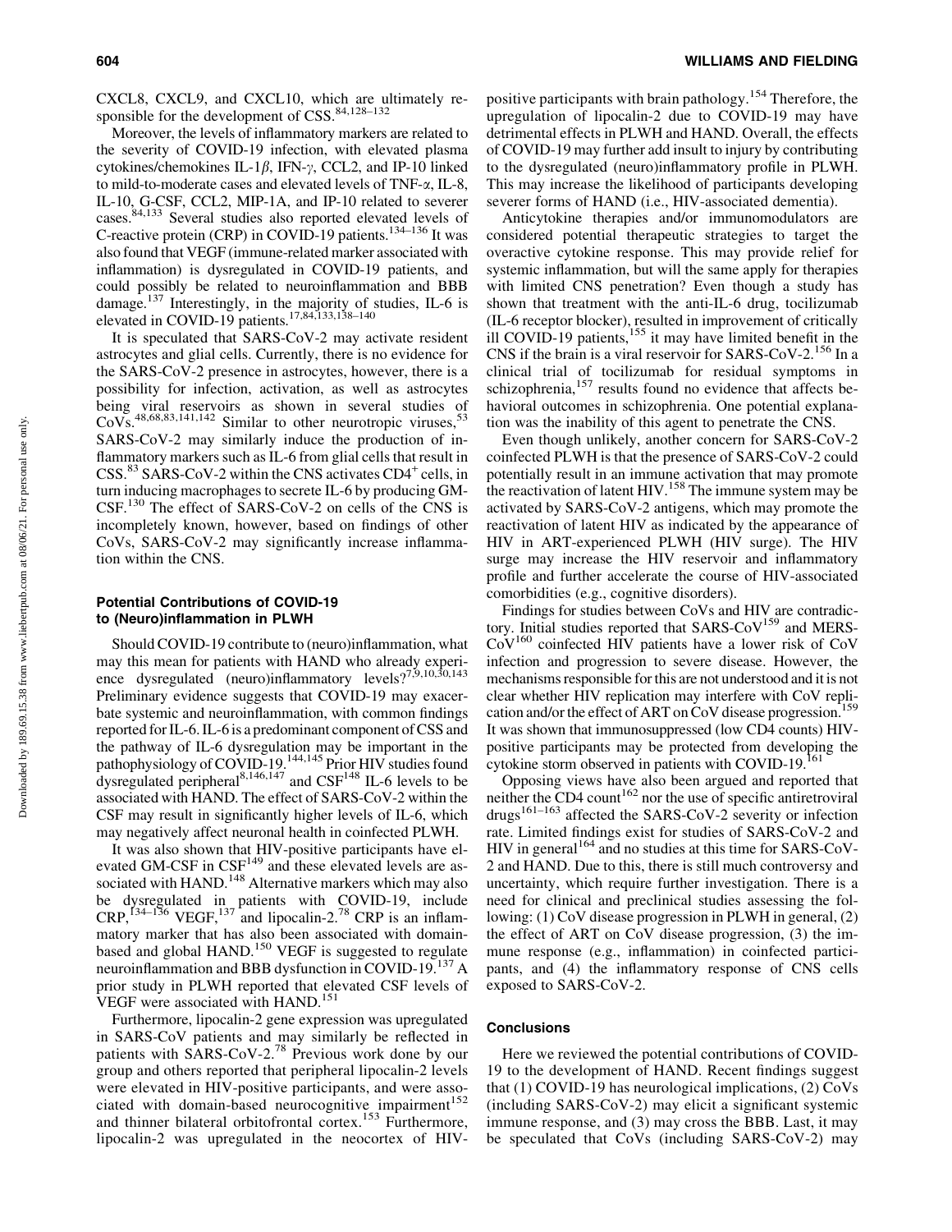CXCL8, CXCL9, and CXCL10, which are ultimately responsible for the development of CSS.[84,128–132]

Moreover, the levels of inflammatory markers are related to the severity of COVID-19 infection, with elevated plasma cytokines/chemokines IL-1$\beta$, IFN-$\gamma$, CCL2, and IP-10 linked to mild-to-moderate cases and elevated levels of TNF-$\alpha$, IL-8, IL-10, G-CSF, CCL2, MIP-1A, and IP-10 related to severer cases.[84,133] Several studies also reported elevated levels of C-reactive protein (CRP) in COVID-19 patients.[134–136] It was also found that VEGF (immune-related marker associated with inflammation) is dysregulated in COVID-19 patients, and could possibly be related to neuroinflammation and BBB damage.[137] Interestingly, in the majority of studies, IL-6 is elevated in COVID-19 patients.[17,84,133,138–140]

It is speculated that SARS-CoV-2 may activate resident astrocytes and glial cells. Currently, there is no evidence for the SARS-CoV-2 presence in astrocytes, however, there is a possibility for infection, activation, as well as astrocytes being viral reservoirs as shown in several studies of CoVs.[48,68,83,141,142] Similar to other neurotropic viruses,[53] SARS-CoV-2 may similarly induce the production of inflammatory markers such as IL-6 from glial cells that result in CSS.[83] SARS-CoV-2 within the CNS activates CD4$^+$ cells, in turn inducing macrophages to secrete IL-6 by producing GM-CSF.[130] The effect of SARS-CoV-2 on cells of the CNS is incompletely known, however, based on findings of other CoVs, SARS-CoV-2 may significantly increase inflammation within the CNS.

### Potential Contributions of COVID-19 to (Neuro)inflammation in PLWH

Should COVID-19 contribute to (neuro)inflammation, what may this mean for patients with HAND who already experience dysregulated (neuro)inflammatory levels?[7,9,10,30,143] Preliminary evidence suggests that COVID-19 may exacerbate systemic and neuroinflammation, with common findings reported for IL-6. IL-6 is a predominant component of CSS and the pathway of IL-6 dysregulation may be important in the pathophysiology of COVID-19.[144,145] Prior HIV studies found dysregulated peripheral[8,146,147] and CSF[148] IL-6 levels to be associated with HAND. The effect of SARS-CoV-2 within the CSF may result in significantly higher levels of IL-6, which may negatively affect neuronal health in coinfected PLWH.

It was also shown that HIV-positive participants have elevated GM-CSF in CSF[149] and these elevated levels are associated with HAND.[148] Alternative markers which may also be dysregulated in patients with COVID-19, include CRP,[134–136] VEGF,[137] and lipocalin-2.[78] CRP is an inflammatory marker that has also been associated with domain-based and global HAND.[150] VEGF is suggested to regulate neuroinflammation and BBB dysfunction in COVID-19.[137] A prior study in PLWH reported that elevated CSF levels of VEGF were associated with HAND.[151]

Furthermore, lipocalin-2 gene expression was upregulated in SARS-CoV patients and may similarly be reflected in patients with SARS-CoV-2.[78] Previous work done by our group and others reported that peripheral lipocalin-2 levels were elevated in HIV-positive participants, and were associated with domain-based neurocognitive impairment[152] and thinner bilateral orbitofrontal cortex.[153] Furthermore, lipocalin-2 was upregulated in the neocortex of HIV-positive participants with brain pathology.[154] Therefore, the upregulation of lipocalin-2 due to COVID-19 may have detrimental effects in PLWH and HAND. Overall, the effects of COVID-19 may further add insult to injury by contributing to the dysregulated (neuro)inflammatory profile in PLWH. This may increase the likelihood of participants developing severer forms of HAND (i.e., HIV-associated dementia).

Anticytokine therapies and/or immunomodulators are considered potential therapeutic strategies to target the overactive cytokine response. This may provide relief for systemic inflammation, but will the same apply for therapies with limited CNS penetration? Even though a study has shown that treatment with the anti-IL-6 drug, tocilizumab (IL-6 receptor blocker), resulted in improvement of critically ill COVID-19 patients,[155] it may have limited benefit in the CNS if the brain is a viral reservoir for SARS-CoV-2.[156] In a clinical trial of tocilizumab for residual symptoms in schizophrenia,[157] results found no evidence that affects behavioral outcomes in schizophrenia. One potential explanation was the inability of this agent to penetrate the CNS.

Even though unlikely, another concern for SARS-CoV-2 coinfected PLWH is that the presence of SARS-CoV-2 could potentially result in an immune activation that may promote the reactivation of latent HIV.[158] The immune system may be activated by SARS-CoV-2 antigens, which may promote the reactivation of latent HIV as indicated by the appearance of HIV in ART-experienced PLWH (HIV surge). The HIV surge may increase the HIV reservoir and inflammatory profile and further accelerate the course of HIV-associated comorbidities (e.g., cognitive disorders).

Findings for studies between CoVs and HIV are contradictory. Initial studies reported that SARS-CoV[159] and MERS-CoV[160] coinfected HIV patients have a lower risk of CoV infection and progression to severe disease. However, the mechanisms responsible for this are not understood and it is not clear whether HIV replication may interfere with CoV replication and/or the effect of ART on CoV disease progression.[159] It was shown that immunosuppressed (low CD4 counts) HIV-positive participants may be protected from developing the cytokine storm observed in patients with COVID-19.[161]

Opposing views have also been argued and reported that neither the CD4 count[162] nor the use of specific antiretroviral drugs[161–163] affected the SARS-CoV-2 severity or infection rate. Limited findings exist for studies of SARS-CoV-2 and HIV in general[164] and no studies at this time for SARS-CoV-2 and HAND. Due to this, there is still much controversy and uncertainty, which require further investigation. There is a need for clinical and preclinical studies assessing the following: (1) CoV disease progression in PLWH in general, (2) the effect of ART on CoV disease progression, (3) the immune response (e.g., inflammation) in coinfected participants, and (4) the inflammatory response of CNS cells exposed to SARS-CoV-2.

### Conclusions

Here we reviewed the potential contributions of COVID-19 to the development of HAND. Recent findings suggest that (1) COVID-19 has neurological implications, (2) CoVs (including SARS-CoV-2) may elicit a significant systemic immune response, and (3) may cross the BBB. Last, it may be speculated that CoVs (including SARS-CoV-2) may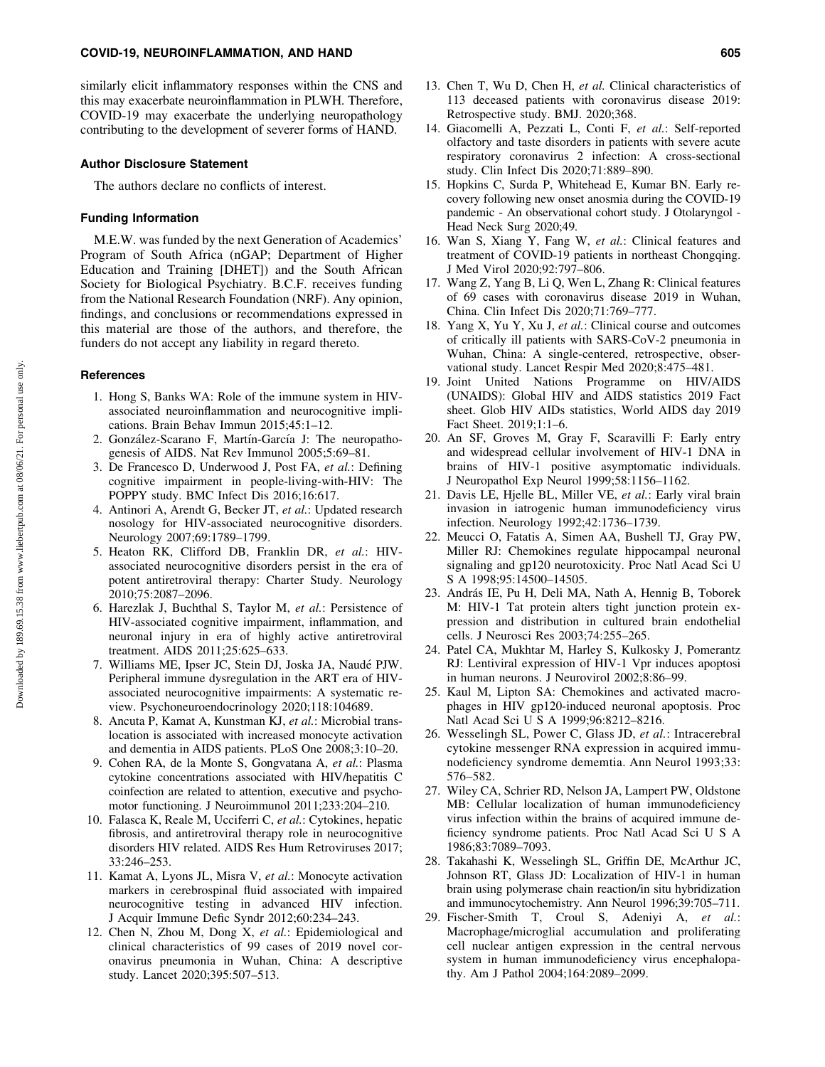similarly elicit inflammatory responses within the CNS and this may exacerbate neuroinflammation in PLWH. Therefore, COVID-19 may exacerbate the underlying neuropathology contributing to the development of severer forms of HAND.

### Author Disclosure Statement

The authors declare no conflicts of interest.

### Funding Information

M.E.W. was funded by the next Generation of Academics' Program of South Africa (nGAP; Department of Higher Education and Training [DHET]) and the South African Society for Biological Psychiatry. B.C.F. receives funding from the National Research Foundation (NRF). Any opinion, findings, and conclusions or recommendations expressed in this material are those of the authors, and therefore, the funders do not accept any liability in regard thereto.

### References

1. Hong S, Banks WA: Role of the immune system in HIV-associated neuroinflammation and neurocognitive implications. Brain Behav Immun 2015;45:1–12.
2. González-Scarano F, Martín-García J: The neuropathogenesis of AIDS. Nat Rev Immunol 2005;5:69–81.
3. De Francesco D, Underwood J, Post FA, *et al.*: Defining cognitive impairment in people-living-with-HIV: The POPPY study. BMC Infect Dis 2016;16:617.
4. Antinori A, Arendt G, Becker JT, *et al.*: Updated research nosology for HIV-associated neurocognitive disorders. Neurology 2007;69:1789–1799.
5. Heaton RK, Clifford DB, Franklin DR, *et al.*: HIV-associated neurocognitive disorders persist in the era of potent antiretroviral therapy: Charter Study. Neurology 2010;75:2087–2096.
6. Harezlak J, Buchthal S, Taylor M, *et al.*: Persistence of HIV-associated cognitive impairment, inflammation, and neuronal injury in era of highly active antiretroviral treatment. AIDS 2011;25:625–633.
7. Williams ME, Ipser JC, Stein DJ, Joska JA, Naudé PJW. Peripheral immune dysregulation in the ART era of HIV-associated neurocognitive impairments: A systematic review. Psychoneuroendocrinology 2020;118:104689.
8. Ancuta P, Kamat A, Kunstman KJ, *et al.*: Microbial translocation is associated with increased monocyte activation and dementia in AIDS patients. PLoS One 2008;3:10–20.
9. Cohen RA, de la Monte S, Gongvatana A, *et al.*: Plasma cytokine concentrations associated with HIV/hepatitis C coinfection are related to attention, executive and psychomotor functioning. J Neuroimmunol 2011;233:204–210.
10. Falasca K, Reale M, Ucciferri C, *et al.*: Cytokines, hepatic fibrosis, and antiretroviral therapy role in neurocognitive disorders HIV related. AIDS Res Hum Retroviruses 2017; 33:246–253.
11. Kamat A, Lyons JL, Misra V, *et al.*: Monocyte activation markers in cerebrospinal fluid associated with impaired neurocognitive testing in advanced HIV infection. J Acquir Immune Defic Syndr 2012;60:234–243.
12. Chen N, Zhou M, Dong X, *et al.*: Epidemiological and clinical characteristics of 99 cases of 2019 novel coronavirus pneumonia in Wuhan, China: A descriptive study. Lancet 2020;395:507–513.
13. Chen T, Wu D, Chen H, *et al.* Clinical characteristics of 113 deceased patients with coronavirus disease 2019: Retrospective study. BMJ. 2020;368.
14. Giacomelli A, Pezzati L, Conti F, *et al.*: Self-reported olfactory and taste disorders in patients with severe acute respiratory coronavirus 2 infection: A cross-sectional study. Clin Infect Dis 2020;71:889–890.
15. Hopkins C, Surda P, Whitehead E, Kumar BN. Early recovery following new onset anosmia during the COVID-19 pandemic - An observational cohort study. J Otolaryngol - Head Neck Surg 2020;49.
16. Wan S, Xiang Y, Fang W, *et al.*: Clinical features and treatment of COVID-19 patients in northeast Chongqing. J Med Virol 2020;92:797–806.
17. Wang Z, Yang B, Li Q, Wen L, Zhang R: Clinical features of 69 cases with coronavirus disease 2019 in Wuhan, China. Clin Infect Dis 2020;71:769–777.
18. Yang X, Yu Y, Xu J, *et al.*: Clinical course and outcomes of critically ill patients with SARS-CoV-2 pneumonia in Wuhan, China: A single-centered, retrospective, observational study. Lancet Respir Med 2020;8:475–481.
19. Joint United Nations Programme on HIV/AIDS (UNAIDS): Global HIV and AIDS statistics 2019 Fact sheet. Glob HIV AIDs statistics, World AIDS day 2019 Fact Sheet. 2019;1:1–6.
20. An SF, Groves M, Gray F, Scaravilli F: Early entry and widespread cellular involvement of HIV-1 DNA in brains of HIV-1 positive asymptomatic individuals. J Neuropathol Exp Neurol 1999;58:1156–1162.
21. Davis LE, Hjelle BL, Miller VE, *et al.*: Early viral brain invasion in iatrogenic human immunodeficiency virus infection. Neurology 1992;42:1736–1739.
22. Meucci O, Fatatis A, Simen AA, Bushell TJ, Gray PW, Miller RJ: Chemokines regulate hippocampal neuronal signaling and gp120 neurotoxicity. Proc Natl Acad Sci U S A 1998;95:14500–14505.
23. András IE, Pu H, Deli MA, Nath A, Hennig B, Toborek M: HIV-1 Tat protein alters tight junction protein expression and distribution in cultured brain endothelial cells. J Neurosci Res 2003;74:255–265.
24. Patel CA, Mukhtar M, Harley S, Kulkosky J, Pomerantz RJ: Lentiviral expression of HIV-1 Vpr induces apoptosi in human neurons. J Neurovirol 2002;8:86–99.
25. Kaul M, Lipton SA: Chemokines and activated macrophages in HIV gp120-induced neuronal apoptosis. Proc Natl Acad Sci U S A 1999;96:8212–8216.
26. Wesselingh SL, Power C, Glass JD, *et al.*: Intracerebral cytokine messenger RNA expression in acquired immunodeficiency syndrome dememtia. Ann Neurol 1993;33: 576–582.
27. Wiley CA, Schrier RD, Nelson JA, Lampert PW, Oldstone MB: Cellular localization of human immunodeficiency virus infection within the brains of acquired immune deficiency syndrome patients. Proc Natl Acad Sci U S A 1986;83:7089–7093.
28. Takahashi K, Wesselingh SL, Griffin DE, McArthur JC, Johnson RT, Glass JD: Localization of HIV-1 in human brain using polymerase chain reaction/in situ hybridization and immunocytochemistry. Ann Neurol 1996;39:705–711.
29. Fischer-Smith T, Croul S, Adeniyi A, *et al.*: Macrophage/microglial accumulation and proliferating cell nuclear antigen expression in the central nervous system in human immunodeficiency virus encephalopathy. Am J Pathol 2004;164:2089–2099.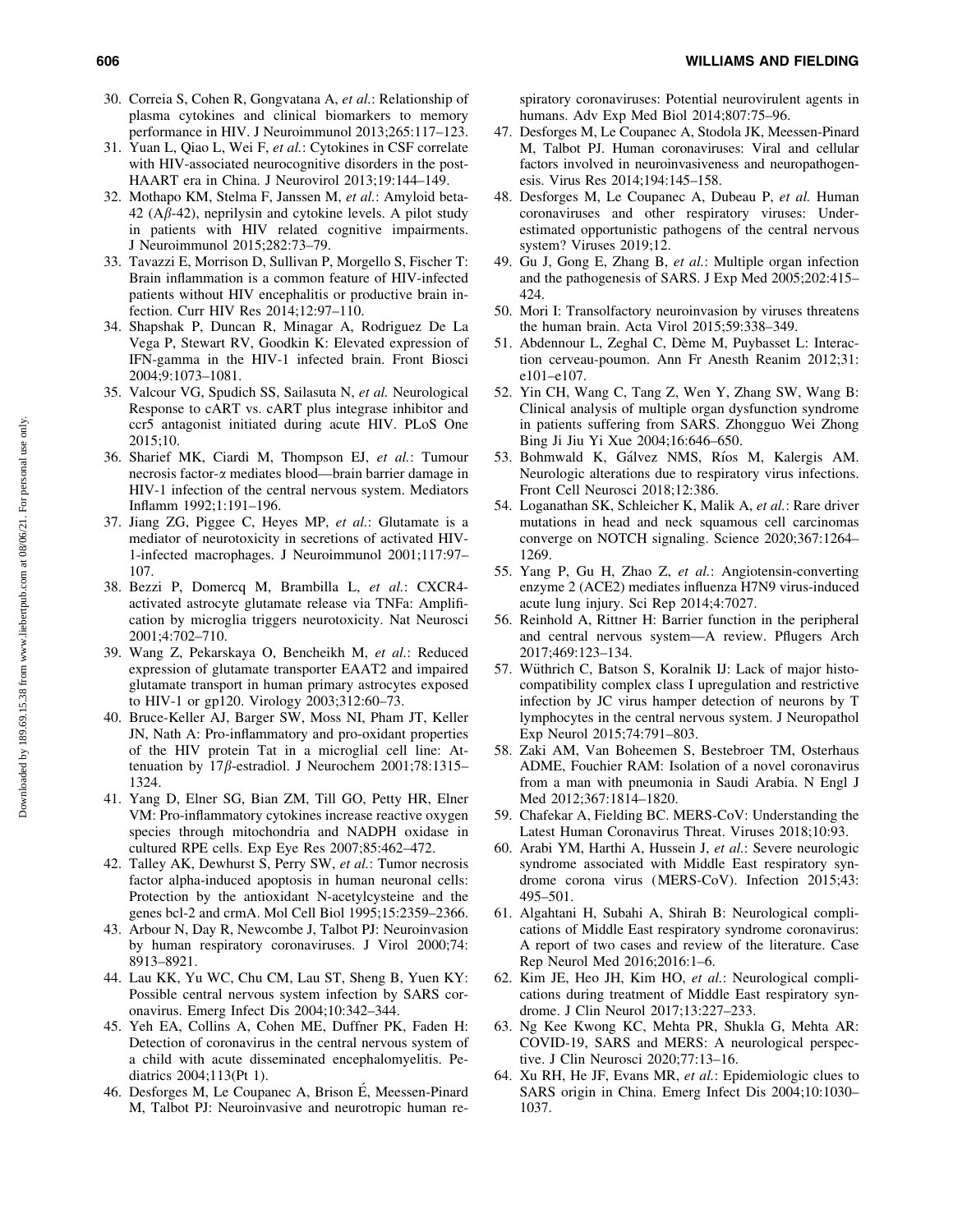30. Correia S, Cohen R, Gongvatana A, *et al.*: Relationship of plasma cytokines and clinical biomarkers to memory performance in HIV. J Neuroimmunol 2013;265:117–123.
31. Yuan L, Qiao L, Wei F, *et al.*: Cytokines in CSF correlate with HIV-associated neurocognitive disorders in the post-HAART era in China. J Neurovirol 2013;19:144–149.
32. Mothapo KM, Stelma F, Janssen M, *et al.*: Amyloid beta-42 (A$\beta$-42), neprilysin and cytokine levels. A pilot study in patients with HIV related cognitive impairments. J Neuroimmunol 2015;282:73–79.
33. Tavazzi E, Morrison D, Sullivan P, Morgello S, Fischer T: Brain inflammation is a common feature of HIV-infected patients without HIV encephalitis or productive brain infection. Curr HIV Res 2014;12:97–110.
34. Shapshak P, Duncan R, Minagar A, Rodriguez De La Vega P, Stewart RV, Goodkin K: Elevated expression of IFN-gamma in the HIV-1 infected brain. Front Biosci 2004;9:1073–1081.
35. Valcour VG, Spudich SS, Sailasuta N, *et al.* Neurological Response to cART vs. cART plus integrase inhibitor and ccr5 antagonist initiated during acute HIV. PLoS One 2015;10.
36. Sharief MK, Ciardi M, Thompson EJ, *et al.*: Tumour necrosis factor-$\alpha$ mediates blood—brain barrier damage in HIV-1 infection of the central nervous system. Mediators Inflamm 1992;1:191–196.
37. Jiang ZG, Piggee C, Heyes MP, *et al.*: Glutamate is a mediator of neurotoxicity in secretions of activated HIV-1-infected macrophages. J Neuroimmunol 2001;117:97–107.
38. Bezzi P, Domercq M, Brambilla L, *et al.*: CXCR4-activated astrocyte glutamate release via TNFa: Amplification by microglia triggers neurotoxicity. Nat Neurosci 2001;4:702–710.
39. Wang Z, Pekarskaya O, Bencheikh M, *et al.*: Reduced expression of glutamate transporter EAAT2 and impaired glutamate transport in human primary astrocytes exposed to HIV-1 or gp120. Virology 2003;312:60–73.
40. Bruce-Keller AJ, Barger SW, Moss NI, Pham JT, Keller JN, Nath A: Pro-inflammatory and pro-oxidant properties of the HIV protein Tat in a microglial cell line: Attenuation by 17$\beta$-estradiol. J Neurochem 2001;78:1315–1324.
41. Yang D, Elner SG, Bian ZM, Till GO, Petty HR, Elner VM: Pro-inflammatory cytokines increase reactive oxygen species through mitochondria and NADPH oxidase in cultured RPE cells. Exp Eye Res 2007;85:462–472.
42. Talley AK, Dewhurst S, Perry SW, *et al.*: Tumor necrosis factor alpha-induced apoptosis in human neuronal cells: Protection by the antioxidant N-acetylcysteine and the genes bcl-2 and crmA. Mol Cell Biol 1995;15:2359–2366.
43. Arbour N, Day R, Newcombe J, Talbot PJ: Neuroinvasion by human respiratory coronaviruses. J Virol 2000;74: 8913–8921.
44. Lau KK, Yu WC, Chu CM, Lau ST, Sheng B, Yuen KY: Possible central nervous system infection by SARS coronavirus. Emerg Infect Dis 2004;10:342–344.
45. Yeh EA, Collins A, Cohen ME, Duffner PK, Faden H: Detection of coronavirus in the central nervous system of a child with acute disseminated encephalomyelitis. Pediatrics 2004;113(Pt 1).
46. Desforges M, Le Coupanec A, Brison É, Meessen-Pinard M, Talbot PJ: Neuroinvasive and neurotropic human respiratory coronaviruses: Potential neurovirulent agents in humans. Adv Exp Med Biol 2014;807:75–96.
47. Desforges M, Le Coupanec A, Stodola JK, Meessen-Pinard M, Talbot PJ. Human coronaviruses: Viral and cellular factors involved in neuroinvasiveness and neuropathogenesis. Virus Res 2014;194:145–158.
48. Desforges M, Le Coupanec A, Dubeau P, *et al.* Human coronaviruses and other respiratory viruses: Underestimated opportunistic pathogens of the central nervous system? Viruses 2019;12.
49. Gu J, Gong E, Zhang B, *et al.*: Multiple organ infection and the pathogenesis of SARS. J Exp Med 2005;202:415–424.
50. Mori I: Transolfactory neuroinvasion by viruses threatens the human brain. Acta Virol 2015;59:338–349.
51. Abdennour L, Zeghal C, Dème M, Puybasset L: Interaction cerveau-poumon. Ann Fr Anesth Reanim 2012;31: e101–e107.
52. Yin CH, Wang C, Tang Z, Wen Y, Zhang SW, Wang B: Clinical analysis of multiple organ dysfunction syndrome in patients suffering from SARS. Zhongguo Wei Zhong Bing Ji Jiu Yi Xue 2004;16:646–650.
53. Bohmwald K, Gálvez NMS, Ríos M, Kalergis AM. Neurologic alterations due to respiratory virus infections. Front Cell Neurosci 2018;12:386.
54. Loganathan SK, Schleicher K, Malik A, *et al.*: Rare driver mutations in head and neck squamous cell carcinomas converge on NOTCH signaling. Science 2020;367:1264–1269.
55. Yang P, Gu H, Zhao Z, *et al.*: Angiotensin-converting enzyme 2 (ACE2) mediates influenza H7N9 virus-induced acute lung injury. Sci Rep 2014;4:7027.
56. Reinhold A, Rittner H: Barrier function in the peripheral and central nervous system—A review. Pflugers Arch 2017;469:123–134.
57. Wüthrich C, Batson S, Koralnik IJ: Lack of major histocompatibility complex class I upregulation and restrictive infection by JC virus hamper detection of neurons by T lymphocytes in the central nervous system. J Neuropathol Exp Neurol 2015;74:791–803.
58. Zaki AM, Van Boheemen S, Bestebroer TM, Osterhaus ADME, Fouchier RAM: Isolation of a novel coronavirus from a man with pneumonia in Saudi Arabia. N Engl J Med 2012;367:1814–1820.
59. Chafekar A, Fielding BC. MERS-CoV: Understanding the Latest Human Coronavirus Threat. Viruses 2018;10:93.
60. Arabi YM, Harthi A, Hussein J, *et al.*: Severe neurologic syndrome associated with Middle East respiratory syndrome corona virus (MERS-CoV). Infection 2015;43: 495–501.
61. Algahtani H, Subahi A, Shirah B: Neurological complications of Middle East respiratory syndrome coronavirus: A report of two cases and review of the literature. Case Rep Neurol Med 2016;2016:1–6.
62. Kim JE, Heo JH, Kim HO, *et al.*: Neurological complications during treatment of Middle East respiratory syndrome. J Clin Neurol 2017;13:227–233.
63. Ng Kee Kwong KC, Mehta PR, Shukla G, Mehta AR: COVID-19, SARS and MERS: A neurological perspective. J Clin Neurosci 2020;77:13–16.
64. Xu RH, He JF, Evans MR, *et al.*: Epidemiologic clues to SARS origin in China. Emerg Infect Dis 2004;10:1030–1037.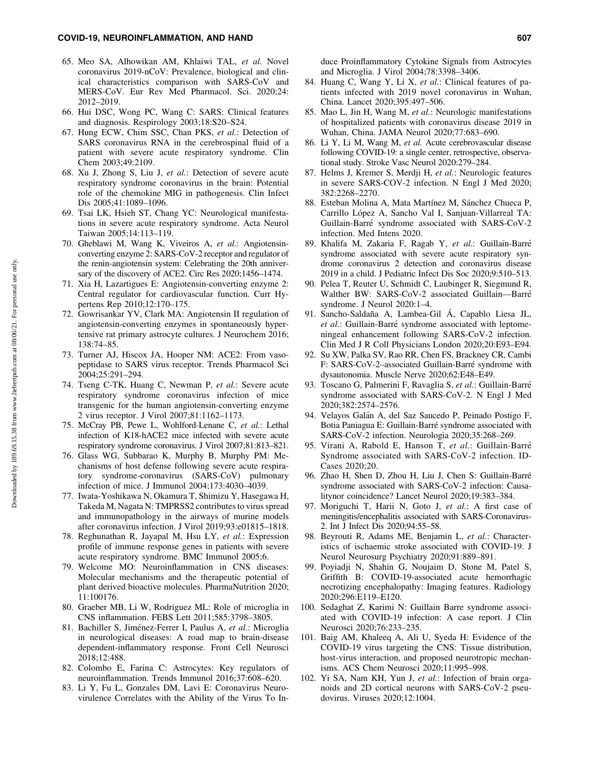65. Meo SA, Alhowikan AM, Khlaiwi TAL, *et al.* Novel coronavirus 2019-nCoV: Prevalence, biological and clinical characteristics comparison with SARS-CoV and MERS-CoV. Eur Rev Med Pharmacol. Sci. 2020;24: 2012–2019.
66. Hui DSC, Wong PC, Wang C: SARS: Clinical features and diagnosis. Respirology 2003;18:S20–S24.
67. Hung ECW, Chim SSC, Chan PKS, *et al.*: Detection of SARS coronavirus RNA in the cerebrospinal fluid of a patient with severe acute respiratory syndrome. Clin Chem 2003;49:2109.
68. Xu J, Zhong S, Liu J, *et al.*: Detection of severe acute respiratory syndrome coronavirus in the brain: Potential role of the chemokine MIG in pathogenesis. Clin Infect Dis 2005;41:1089–1096.
69. Tsai LK, Hsieh ST, Chang YC: Neurological manifestations in severe acute respiratory syndrome. Acta Neurol Taiwan 2005;14:113–119.
70. Gheblawi M, Wang K, Viveiros A, *et al.*: Angiotensin-converting enzyme 2: SARS-CoV-2 receptor and regulator of the renin-angiotensin system: Celebrating the 20th anniversary of the discovery of ACE2. Circ Res 2020;1456–1474.
71. Xia H, Lazartigues E: Angiotensin-converting enzyme 2: Central regulator for cardiovascular function. Curr Hypertens Rep 2010;12:170–175.
72. Gowrisankar YV, Clark MA: Angiotensin II regulation of angiotensin-converting enzymes in spontaneously hypertensive rat primary astrocyte cultures. J Neurochem 2016; 138:74–85.
73. Turner AJ, Hiscox JA, Hooper NM: ACE2: From vasopeptidase to SARS virus receptor. Trends Pharmacol Sci 2004;25:291–294.
74. Tseng C-TK, Huang C, Newman P, *et al.*: Severe acute respiratory syndrome coronavirus infection of mice transgenic for the human angiotensin-converting enzyme 2 virus receptor. J Virol 2007;81:1162–1173.
75. McCray PB, Pewe L, Wohlford-Lenane C, *et al.*: Lethal infection of K18-hACE2 mice infected with severe acute respiratory syndrome coronavirus. J Virol 2007;81:813–821.
76. Glass WG, Subbarao K, Murphy B, Murphy PM: Mechanisms of host defense following severe acute respiratory syndrome-coronavirus (SARS-CoV) pulmonary infection of mice. J Immunol 2004;173:4030–4039.
77. Iwata-Yoshikawa N, Okamura T, Shimizu Y, Hasegawa H, Takeda M, Nagata N: TMPRSS2 contributes to virus spread and immunopathology in the airways of murine models after coronavirus infection. J Virol 2019;93:e01815–1818.
78. Reghunathan R, Jayapal M, Hsu LY, *et al.*: Expression profile of immune response genes in patients with severe acute respiratory syndrome. BMC Immunol 2005;6.
79. Welcome MO: Neuroinflammation in CNS diseases: Molecular mechanisms and the therapeutic potential of plant derived bioactive molecules. PharmaNutrition 2020; 11:100176.
80. Graeber MB, Li W, Rodriguez ML: Role of microglia in CNS inflammation. FEBS Lett 2011;585:3798–3805.
81. Bachiller S, Jiménez-Ferrer I, Paulus A, *et al.*: Microglia in neurological diseases: A road map to brain-disease dependent-inflammatory response. Front Cell Neurosci 2018;12:488.
82. Colombo E, Farina C: Astrocytes: Key regulators of neuroinflammation. Trends Immunol 2016;37:608–620.
83. Li Y, Fu L, Gonzales DM, Lavi E: Coronavirus Neurovirulence Correlates with the Ability of the Virus To Induce Proinflammatory Cytokine Signals from Astrocytes and Microglia. J Virol 2004;78:3398–3406.
84. Huang C, Wang Y, Li X, *et al.*: Clinical features of patients infected with 2019 novel coronavirus in Wuhan, China. Lancet 2020;395:497–506.
85. Mao L, Jin H, Wang M, *et al.*: Neurologic manifestations of hospitalized patients with coronavirus disease 2019 in Wuhan, China. JAMA Neurol 2020;77:683–690.
86. Li Y, Li M, Wang M, *et al.* Acute cerebrovascular disease following COVID-19: a single center, retrospective, observational study. Stroke Vasc Neurol 2020:279–284.
87. Helms J, Kremer S, Merdji H, *et al.*: Neurologic features in severe SARS-COV-2 infection. N Engl J Med 2020; 382:2268–2270.
88. Esteban Molina A, Mata Martínez M, Sánchez Chueca P, Carrillo López A, Sancho Val I, Sanjuan-Villarreal TA: Guillain-Barré syndrome associated with SARS-CoV-2 infection. Med Intens 2020.
89. Khalifa M, Zakaria F, Ragab Y, *et al.*: Guillain-Barré syndrome associated with severe acute respiratory syndrome coronavirus 2 detection and coronavirus disease 2019 in a child. J Pediatric Infect Dis Soc 2020;9:510–513.
90. Pelea T, Reuter U, Schmidt C, Laubinger R, Siegmund R, Walther BW: SARS-CoV-2 associated Guillain—Barré syndrome. J Neurol 2020:1–4.
91. Sancho-Saldaña A, Lambea-Gil Á, Capablo Liesa JL, *et al.*: Guillain-Barré syndrome associated with leptomeningeal enhancement following SARS-CoV-2 infection. Clin Med J R Coll Physicians London 2020;20:E93–E94.
92. Su XW, Palka SV, Rao RR, Chen FS, Brackney CR, Cambi F: SARS-CoV-2–associated Guillain-Barré syndrome with dysautonomia. Muscle Nerve 2020;62:E48–E49.
93. Toscano G, Palmerini F, Ravaglia S, *et al.*: Guillain-Barré syndrome associated with SARS-CoV-2. N Engl J Med 2020;382:2574–2576.
94. Velayos Galán A, del Saz Saucedo P, Peinado Postigo F, Botia Paniagua E: Guillain-Barré syndrome associated with SARS-CoV-2 infection. Neurologia 2020;35:268–269.
95. Virani A, Rabold E, Hanson T, *et al.*: Guillain-Barré Syndrome associated with SARS-CoV-2 infection. ID-Cases 2020;20.
96. Zhao H, Shen D, Zhou H, Liu J, Chen S: Guillain-Barré syndrome associated with SARS-CoV-2 infection: Causalitynor coincidence? Lancet Neurol 2020;19:383–384.
97. Moriguchi T, Harii N, Goto J, *et al.*: A first case of meningitis/encephalitis associated with SARS-Coronavirus-2. Int J Infect Dis 2020;94:55–58.
98. Beyrouti R, Adams ME, Benjamin L, *et al.*: Characteristics of ischaemic stroke associated with COVID-19. J Neurol Neurosurg Psychiatry 2020;91:889–891.
99. Poyiadji N, Shahin G, Noujaim D, Stone M, Patel S, Griffith B: COVID-19-associated acute hemorrhagic necrotizing encephalopathy: Imaging features. Radiology 2020;296:E119–E120.
100. Sedaghat Z, Karimi N: Guillain Barre syndrome associated with COVID-19 infection: A case report. J Clin Neurosci 2020;76:233–235.
101. Baig AM, Khaleeq A, Ali U, Syeda H: Evidence of the COVID-19 virus targeting the CNS: Tissue distribution, host-virus interaction, and proposed neurotropic mechanisms. ACS Chem Neurosci 2020;11:995–998.
102. Yi SA, Nam KH, Yun J, *et al.*: Infection of brain organoids and 2D cortical neurons with SARS-CoV-2 pseudovirus. Viruses 2020;12:1004.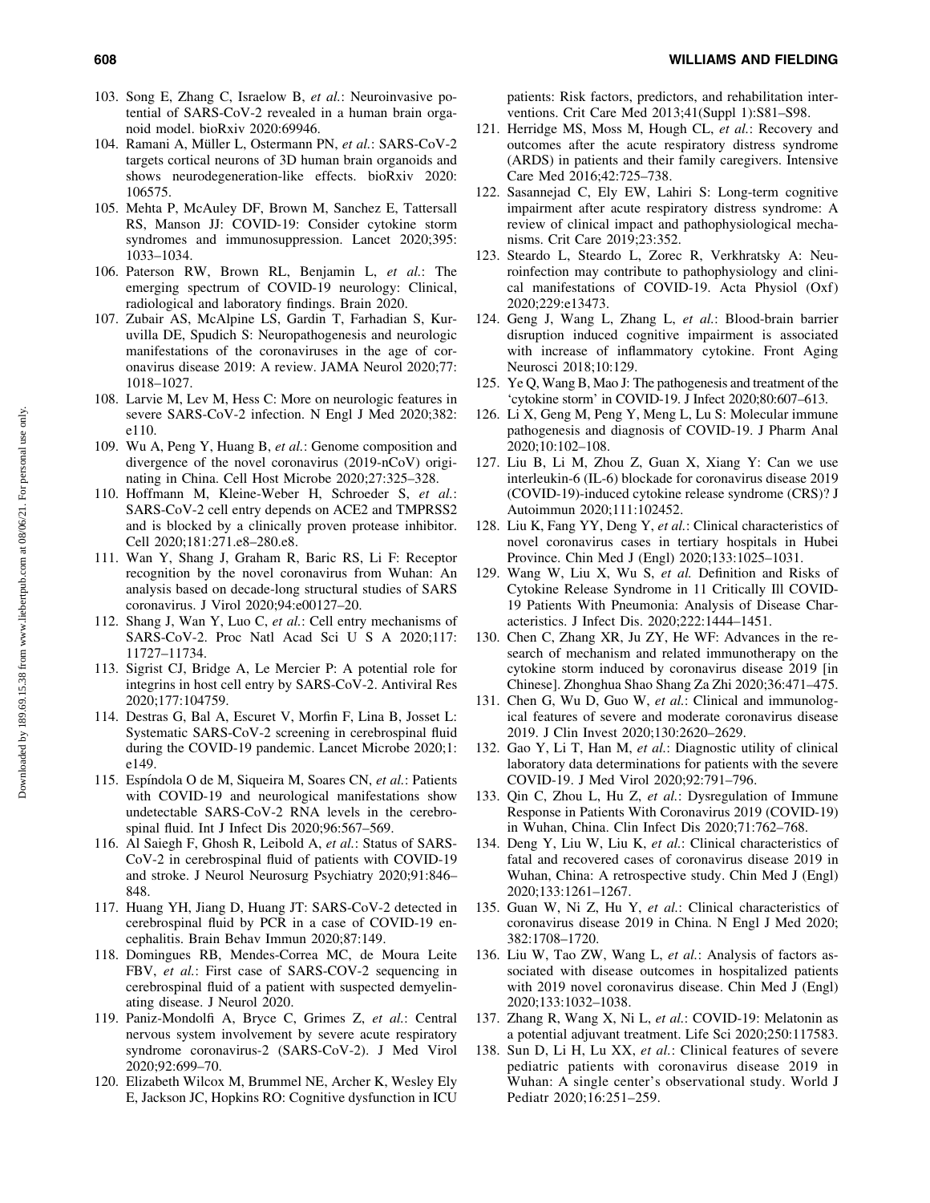103. Song E, Zhang C, Israelow B, *et al.*: Neuroinvasive potential of SARS-CoV-2 revealed in a human brain organoid model. bioRxiv 2020:69946.
104. Ramani A, Müller L, Ostermann PN, *et al.*: SARS-CoV-2 targets cortical neurons of 3D human brain organoids and shows neurodegeneration-like effects. bioRxiv 2020: 106575.
105. Mehta P, McAuley DF, Brown M, Sanchez E, Tattersall RS, Manson JJ: COVID-19: Consider cytokine storm syndromes and immunosuppression. Lancet 2020;395: 1033–1034.
106. Paterson RW, Brown RL, Benjamin L, *et al.*: The emerging spectrum of COVID-19 neurology: Clinical, radiological and laboratory findings. Brain 2020.
107. Zubair AS, McAlpine LS, Gardin T, Farhadian S, Kuruvilla DE, Spudich S: Neuropathogenesis and neurologic manifestations of the coronaviruses in the age of coronavirus disease 2019: A review. JAMA Neurol 2020;77: 1018–1027.
108. Larvie M, Lev M, Hess C: More on neurologic features in severe SARS-CoV-2 infection. N Engl J Med 2020;382: e110.
109. Wu A, Peng Y, Huang B, *et al.*: Genome composition and divergence of the novel coronavirus (2019-nCoV) originating in China. Cell Host Microbe 2020;27:325–328.
110. Hoffmann M, Kleine-Weber H, Schroeder S, *et al.*: SARS-CoV-2 cell entry depends on ACE2 and TMPRSS2 and is blocked by a clinically proven protease inhibitor. Cell 2020;181:271.e8–280.e8.
111. Wan Y, Shang J, Graham R, Baric RS, Li F: Receptor recognition by the novel coronavirus from Wuhan: An analysis based on decade-long structural studies of SARS coronavirus. J Virol 2020;94:e00127–20.
112. Shang J, Wan Y, Luo C, *et al.*: Cell entry mechanisms of SARS-CoV-2. Proc Natl Acad Sci U S A 2020;117: 11727–11734.
113. Sigrist CJ, Bridge A, Le Mercier P: A potential role for integrins in host cell entry by SARS-CoV-2. Antiviral Res 2020;177:104759.
114. Destras G, Bal A, Escuret V, Morfin F, Lina B, Josset L: Systematic SARS-CoV-2 screening in cerebrospinal fluid during the COVID-19 pandemic. Lancet Microbe 2020;1: e149.
115. Espíndola O de M, Siqueira M, Soares CN, *et al.*: Patients with COVID-19 and neurological manifestations show undetectable SARS-CoV-2 RNA levels in the cerebrospinal fluid. Int J Infect Dis 2020;96:567–569.
116. Al Saiegh F, Ghosh R, Leibold A, *et al.*: Status of SARS-CoV-2 in cerebrospinal fluid of patients with COVID-19 and stroke. J Neurol Neurosurg Psychiatry 2020;91:846–848.
117. Huang YH, Jiang D, Huang JT: SARS-CoV-2 detected in cerebrospinal fluid by PCR in a case of COVID-19 encephalitis. Brain Behav Immun 2020;87:149.
118. Domingues RB, Mendes-Correa MC, de Moura Leite FBV, *et al.*: First case of SARS-COV-2 sequencing in cerebrospinal fluid of a patient with suspected demyelinating disease. J Neurol 2020.
119. Paniz-Mondolfi A, Bryce C, Grimes Z, *et al.*: Central nervous system involvement by severe acute respiratory syndrome coronavirus-2 (SARS-CoV-2). J Med Virol 2020;92:699–70.
120. Elizabeth Wilcox M, Brummel NE, Archer K, Wesley Ely E, Jackson JC, Hopkins RO: Cognitive dysfunction in ICU patients: Risk factors, predictors, and rehabilitation interventions. Crit Care Med 2013;41(Suppl 1):S81–S98.
121. Herridge MS, Moss M, Hough CL, *et al.*: Recovery and outcomes after the acute respiratory distress syndrome (ARDS) in patients and their family caregivers. Intensive Care Med 2016;42:725–738.
122. Sasannejad C, Ely EW, Lahiri S: Long-term cognitive impairment after acute respiratory distress syndrome: A review of clinical impact and pathophysiological mechanisms. Crit Care 2019;23:352.
123. Steardo L, Steardo L, Zorec R, Verkhratsky A: Neuroinfection may contribute to pathophysiology and clinical manifestations of COVID-19. Acta Physiol (Oxf) 2020;229:e13473.
124. Geng J, Wang L, Zhang L, *et al.*: Blood-brain barrier disruption induced cognitive impairment is associated with increase of inflammatory cytokine. Front Aging Neurosci 2018;10:129.
125. Ye Q, Wang B, Mao J: The pathogenesis and treatment of the 'cytokine storm' in COVID-19. J Infect 2020;80:607–613.
126. Li X, Geng M, Peng Y, Meng L, Lu S: Molecular immune pathogenesis and diagnosis of COVID-19. J Pharm Anal 2020;10:102–108.
127. Liu B, Li M, Zhou Z, Guan X, Xiang Y: Can we use interleukin-6 (IL-6) blockade for coronavirus disease 2019 (COVID-19)-induced cytokine release syndrome (CRS)? J Autoimmun 2020;111:102452.
128. Liu K, Fang YY, Deng Y, *et al.*: Clinical characteristics of novel coronavirus cases in tertiary hospitals in Hubei Province. Chin Med J (Engl) 2020;133:1025–1031.
129. Wang W, Liu X, Wu S, *et al.* Definition and Risks of Cytokine Release Syndrome in 11 Critically Ill COVID-19 Patients With Pneumonia: Analysis of Disease Characteristics. J Infect Dis. 2020;222:1444–1451.
130. Chen C, Zhang XR, Ju ZY, He WF: Advances in the research of mechanism and related immunotherapy on the cytokine storm induced by coronavirus disease 2019 [in Chinese]. Zhonghua Shao Shang Za Zhi 2020;36:471–475.
131. Chen G, Wu D, Guo W, *et al.*: Clinical and immunological features of severe and moderate coronavirus disease 2019. J Clin Invest 2020;130:2620–2629.
132. Gao Y, Li T, Han M, *et al.*: Diagnostic utility of clinical laboratory data determinations for patients with the severe COVID-19. J Med Virol 2020;92:791–796.
133. Qin C, Zhou L, Hu Z, *et al.*: Dysregulation of Immune Response in Patients With Coronavirus 2019 (COVID-19) in Wuhan, China. Clin Infect Dis 2020;71:762–768.
134. Deng Y, Liu W, Liu K, *et al.*: Clinical characteristics of fatal and recovered cases of coronavirus disease 2019 in Wuhan, China: A retrospective study. Chin Med J (Engl) 2020;133:1261–1267.
135. Guan W, Ni Z, Hu Y, *et al.*: Clinical characteristics of coronavirus disease 2019 in China. N Engl J Med 2020; 382:1708–1720.
136. Liu W, Tao ZW, Wang L, *et al.*: Analysis of factors associated with disease outcomes in hospitalized patients with 2019 novel coronavirus disease. Chin Med J (Engl) 2020;133:1032–1038.
137. Zhang R, Wang X, Ni L, *et al.*: COVID-19: Melatonin as a potential adjuvant treatment. Life Sci 2020;250:117583.
138. Sun D, Li H, Lu XX, *et al.*: Clinical features of severe pediatric patients with coronavirus disease 2019 in Wuhan: A single center's observational study. World J Pediatr 2020;16:251–259.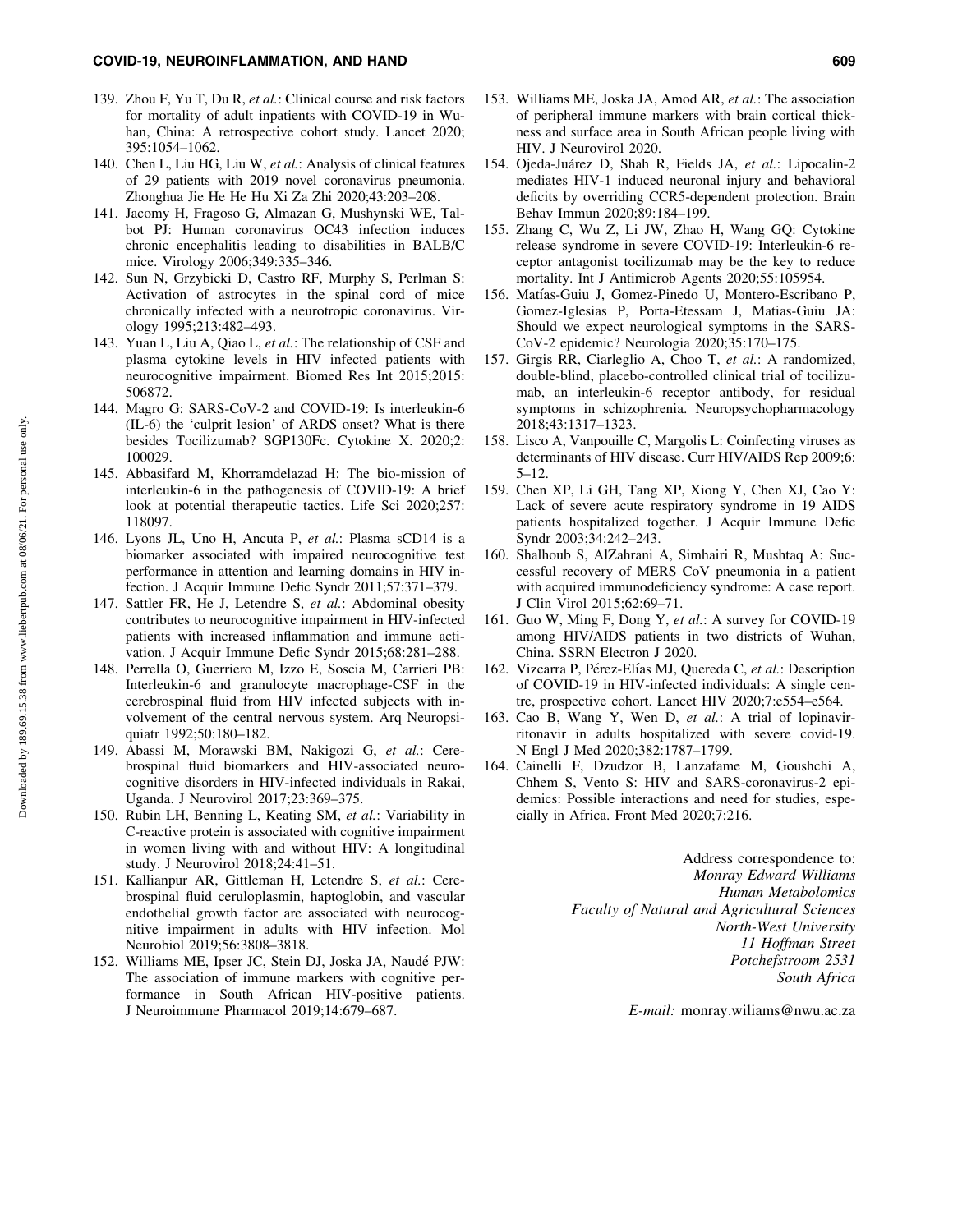139. Zhou F, Yu T, Du R, *et al.*: Clinical course and risk factors for mortality of adult inpatients with COVID-19 in Wuhan, China: A retrospective cohort study. Lancet 2020; 395:1054–1062.
140. Chen L, Liu HG, Liu W, *et al.*: Analysis of clinical features of 29 patients with 2019 novel coronavirus pneumonia. Zhonghua Jie He He Hu Xi Za Zhi 2020;43:203–208.
141. Jacomy H, Fragoso G, Almazan G, Mushynski WE, Talbot PJ: Human coronavirus OC43 infection induces chronic encephalitis leading to disabilities in BALB/C mice. Virology 2006;349:335–346.
142. Sun N, Grzybicki D, Castro RF, Murphy S, Perlman S: Activation of astrocytes in the spinal cord of mice chronically infected with a neurotropic coronavirus. Virology 1995;213:482–493.
143. Yuan L, Liu A, Qiao L, *et al.*: The relationship of CSF and plasma cytokine levels in HIV infected patients with neurocognitive impairment. Biomed Res Int 2015;2015: 506872.
144. Magro G: SARS-CoV-2 and COVID-19: Is interleukin-6 (IL-6) the 'culprit lesion' of ARDS onset? What is there besides Tocilizumab? SGP130Fc. Cytokine X. 2020;2: 100029.
145. Abbasifard M, Khorramdelazad H: The bio-mission of interleukin-6 in the pathogenesis of COVID-19: A brief look at potential therapeutic tactics. Life Sci 2020;257: 118097.
146. Lyons JL, Uno H, Ancuta P, *et al.*: Plasma sCD14 is a biomarker associated with impaired neurocognitive test performance in attention and learning domains in HIV infection. J Acquir Immune Defic Syndr 2011;57:371–379.
147. Sattler FR, He J, Letendre S, *et al.*: Abdominal obesity contributes to neurocognitive impairment in HIV-infected patients with increased inflammation and immune activation. J Acquir Immune Defic Syndr 2015;68:281–288.
148. Perrella O, Guerriero M, Izzo E, Soscia M, Carrieri PB: Interleukin-6 and granulocyte macrophage-CSF in the cerebrospinal fluid from HIV infected subjects with involvement of the central nervous system. Arq Neuropsiquiatr 1992;50:180–182.
149. Abassi M, Morawski BM, Nakigozi G, *et al.*: Cerebrospinal fluid biomarkers and HIV-associated neurocognitive disorders in HIV-infected individuals in Rakai, Uganda. J Neurovirol 2017;23:369–375.
150. Rubin LH, Benning L, Keating SM, *et al.*: Variability in C-reactive protein is associated with cognitive impairment in women living with and without HIV: A longitudinal study. J Neurovirol 2018;24:41–51.
151. Kallianpur AR, Gittleman H, Letendre S, *et al.*: Cerebrospinal fluid ceruloplasmin, haptoglobin, and vascular endothelial growth factor are associated with neurocognitive impairment in adults with HIV infection. Mol Neurobiol 2019;56:3808–3818.
152. Williams ME, Ipser JC, Stein DJ, Joska JA, Naudé PJW: The association of immune markers with cognitive performance in South African HIV-positive patients. J Neuroimmune Pharmacol 2019;14:679–687.
153. Williams ME, Joska JA, Amod AR, *et al.*: The association of peripheral immune markers with brain cortical thickness and surface area in South African people living with HIV. J Neurovirol 2020.
154. Ojeda-Juárez D, Shah R, Fields JA, *et al.*: Lipocalin-2 mediates HIV-1 induced neuronal injury and behavioral deficits by overriding CCR5-dependent protection. Brain Behav Immun 2020;89:184–199.
155. Zhang C, Wu Z, Li JW, Zhao H, Wang GQ: Cytokine release syndrome in severe COVID-19: Interleukin-6 receptor antagonist tocilizumab may be the key to reduce mortality. Int J Antimicrob Agents 2020;55:105954.
156. Matías-Guiu J, Gomez-Pinedo U, Montero-Escribano P, Gomez-Iglesias P, Porta-Etessam J, Matias-Guiu JA: Should we expect neurological symptoms in the SARS-CoV-2 epidemic? Neurologia 2020;35:170–175.
157. Girgis RR, Ciarleglio A, Choo T, *et al.*: A randomized, double-blind, placebo-controlled clinical trial of tocilizumab, an interleukin-6 receptor antibody, for residual symptoms in schizophrenia. Neuropsychopharmacology 2018;43:1317–1323.
158. Lisco A, Vanpouille C, Margolis L: Coinfecting viruses as determinants of HIV disease. Curr HIV/AIDS Rep 2009;6: 5–12.
159. Chen XP, Li GH, Tang XP, Xiong Y, Chen XJ, Cao Y: Lack of severe acute respiratory syndrome in 19 AIDS patients hospitalized together. J Acquir Immune Defic Syndr 2003;34:242–243.
160. Shalhoub S, AlZahrani A, Simhairi R, Mushtaq A: Successful recovery of MERS CoV pneumonia in a patient with acquired immunodeficiency syndrome: A case report. J Clin Virol 2015;62:69–71.
161. Guo W, Ming F, Dong Y, *et al.*: A survey for COVID-19 among HIV/AIDS patients in two districts of Wuhan, China. SSRN Electron J 2020.
162. Vizcarra P, Pérez-Elías MJ, Quereda C, *et al.*: Description of COVID-19 in HIV-infected individuals: A single centre, prospective cohort. Lancet HIV 2020;7:e554–e564.
163. Cao B, Wang Y, Wen D, *et al.*: A trial of lopinavir-ritonavir in adults hospitalized with severe covid-19. N Engl J Med 2020;382:1787–1799.
164. Cainelli F, Dzudzor B, Lanzafame M, Goushchi A, Chhem S, Vento S: HIV and SARS-coronavirus-2 epidemics: Possible interactions and need for studies, especially in Africa. Front Med 2020;7:216.

Address correspondence to:
*Monray Edward Williams*
*Human Metabolomics*
*Faculty of Natural and Agricultural Sciences*
*North-West University*
*11 Hoffman Street*
*Potchefstroom 2531*
*South Africa*

*E-mail:* monray.wiliams@nwu.ac.za